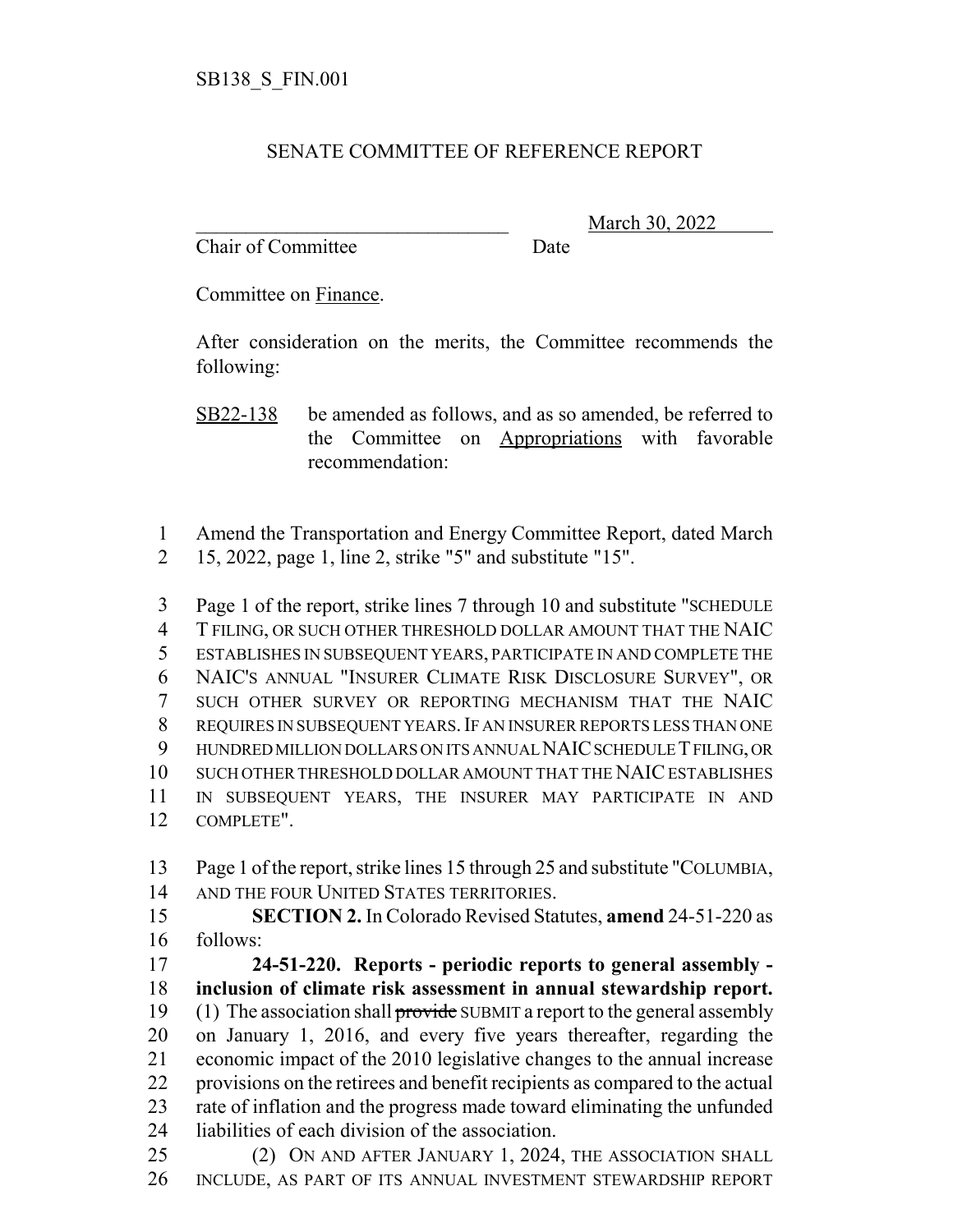SB138_S_FIN.001

SENATE COMMITTEE OF REFERENCE REPORT

_______________________________ March 30, 2022
Chair of Committee Date

Committee on Finance.

After consideration on the merits, the Committee recommends the following:

SB22-138 be amended as follows, and as so amended, be referred to the Committee on Appropriations with favorable recommendation:

1 Amend the Transportation and Energy Committee Report, dated March
2 15, 2022, page 1, line 2, strike "5" and substitute "15".

3 Page 1 of the report, strike lines 7 through 10 and substitute "SCHEDULE
4 T FILING, OR SUCH OTHER THRESHOLD DOLLAR AMOUNT THAT THE NAIC
5 ESTABLISHES IN SUBSEQUENT YEARS, PARTICIPATE IN AND COMPLETE THE
6 NAIC'S ANNUAL "INSURER CLIMATE RISK DISCLOSURE SURVEY", OR
7 SUCH OTHER SURVEY OR REPORTING MECHANISM THAT THE NAIC
8 REQUIRES IN SUBSEQUENT YEARS. IF AN INSURER REPORTS LESS THAN ONE
9 HUNDRED MILLION DOLLARS ON ITS ANNUAL NAIC SCHEDULE T FILING, OR
10 SUCH OTHER THRESHOLD DOLLAR AMOUNT THAT THE NAIC ESTABLISHES
11 IN SUBSEQUENT YEARS, THE INSURER MAY PARTICIPATE IN AND
12 COMPLETE".

13 Page 1 of the report, strike lines 15 through 25 and substitute "COLUMBIA,
14 AND THE FOUR UNITED STATES TERRITORIES.
15 **SECTION 2.** In Colorado Revised Statutes, **amend** 24-51-220 as
16 follows:
17 **24-51-220. Reports - periodic reports to general assembly -**
18 **inclusion of climate risk assessment in annual stewardship report.**
19 (1) The association shall ~~provide~~ SUBMIT a report to the general assembly
20 on January 1, 2016, and every five years thereafter, regarding the
21 economic impact of the 2010 legislative changes to the annual increase
22 provisions on the retirees and benefit recipients as compared to the actual
23 rate of inflation and the progress made toward eliminating the unfunded
24 liabilities of each division of the association.
25 (2) ON AND AFTER JANUARY 1, 2024, THE ASSOCIATION SHALL
26 INCLUDE, AS PART OF ITS ANNUAL INVESTMENT STEWARDSHIP REPORT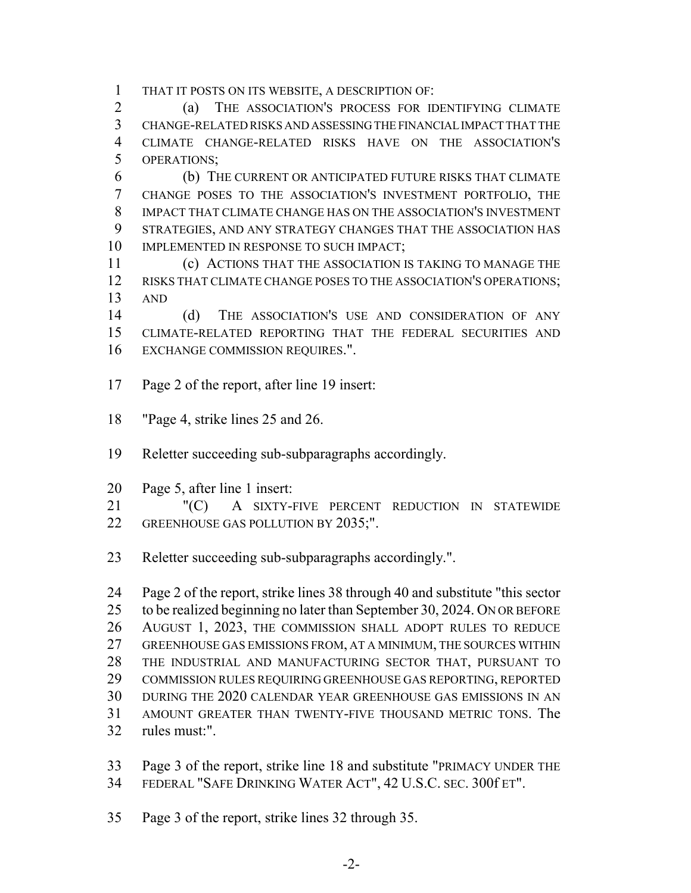THAT IT POSTS ON ITS WEBSITE, A DESCRIPTION OF:

(a) THE ASSOCIATION'S PROCESS FOR IDENTIFYING CLIMATE CHANGE-RELATED RISKS AND ASSESSING THE FINANCIAL IMPACT THAT THE CLIMATE CHANGE-RELATED RISKS HAVE ON THE ASSOCIATION'S OPERATIONS;

(b) THE CURRENT OR ANTICIPATED FUTURE RISKS THAT CLIMATE CHANGE POSES TO THE ASSOCIATION'S INVESTMENT PORTFOLIO, THE IMPACT THAT CLIMATE CHANGE HAS ON THE ASSOCIATION'S INVESTMENT STRATEGIES, AND ANY STRATEGY CHANGES THAT THE ASSOCIATION HAS IMPLEMENTED IN RESPONSE TO SUCH IMPACT;

(c) ACTIONS THAT THE ASSOCIATION IS TAKING TO MANAGE THE RISKS THAT CLIMATE CHANGE POSES TO THE ASSOCIATION'S OPERATIONS; AND

(d) THE ASSOCIATION'S USE AND CONSIDERATION OF ANY CLIMATE-RELATED REPORTING THAT THE FEDERAL SECURITIES AND EXCHANGE COMMISSION REQUIRES.".

Page 2 of the report, after line 19 insert:

"Page 4, strike lines 25 and 26.

Reletter succeeding sub-subparagraphs accordingly.

Page 5, after line 1 insert:

"(C) A SIXTY-FIVE PERCENT REDUCTION IN STATEWIDE GREENHOUSE GAS POLLUTION BY 2035;".

Reletter succeeding sub-subparagraphs accordingly.".

Page 2 of the report, strike lines 38 through 40 and substitute "this sector to be realized beginning no later than September 30, 2024. ON OR BEFORE AUGUST 1, 2023, THE COMMISSION SHALL ADOPT RULES TO REDUCE GREENHOUSE GAS EMISSIONS FROM, AT A MINIMUM, THE SOURCES WITHIN THE INDUSTRIAL AND MANUFACTURING SECTOR THAT, PURSUANT TO COMMISSION RULES REQUIRING GREENHOUSE GAS REPORTING, REPORTED DURING THE 2020 CALENDAR YEAR GREENHOUSE GAS EMISSIONS IN AN AMOUNT GREATER THAN TWENTY-FIVE THOUSAND METRIC TONS. The rules must:".

Page 3 of the report, strike line 18 and substitute "PRIMACY UNDER THE FEDERAL "SAFE DRINKING WATER ACT", 42 U.S.C. SEC. 300f ET".

Page 3 of the report, strike lines 32 through 35.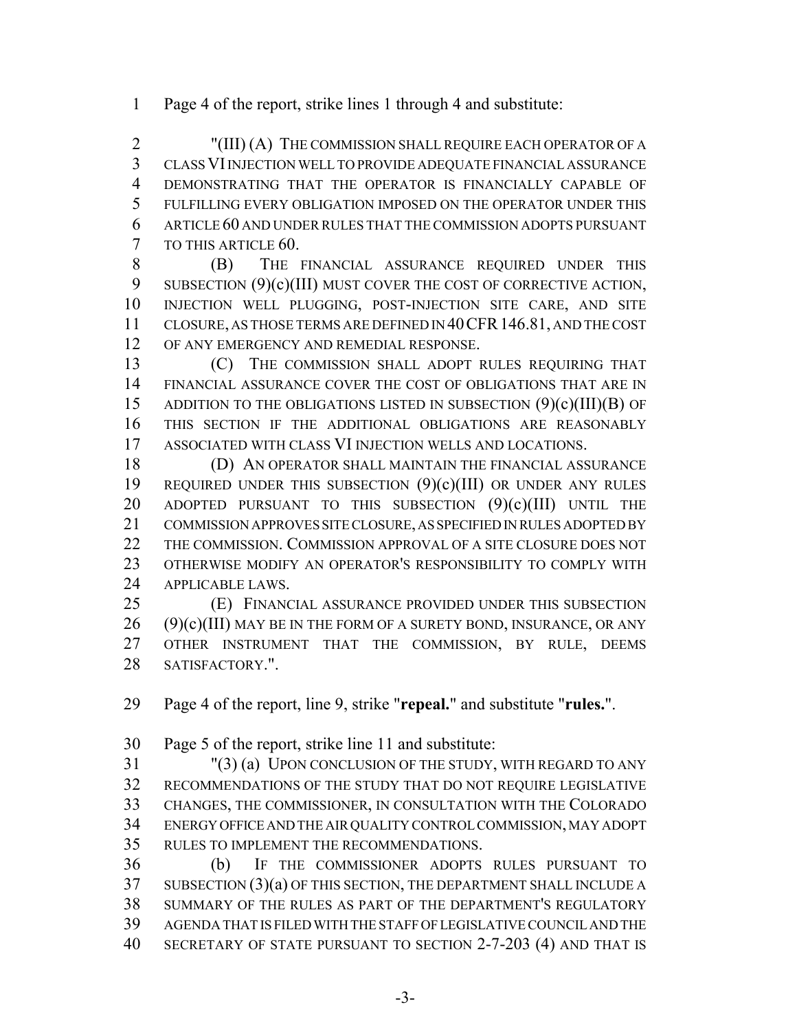Page 4 of the report, strike lines 1 through 4 and substitute:

"(III) (A) THE COMMISSION SHALL REQUIRE EACH OPERATOR OF A CLASS VI INJECTION WELL TO PROVIDE ADEQUATE FINANCIAL ASSURANCE DEMONSTRATING THAT THE OPERATOR IS FINANCIALLY CAPABLE OF FULFILLING EVERY OBLIGATION IMPOSED ON THE OPERATOR UNDER THIS ARTICLE 60 AND UNDER RULES THAT THE COMMISSION ADOPTS PURSUANT TO THIS ARTICLE 60.

(B) THE FINANCIAL ASSURANCE REQUIRED UNDER THIS SUBSECTION (9)(c)(III) MUST COVER THE COST OF CORRECTIVE ACTION, INJECTION WELL PLUGGING, POST-INJECTION SITE CARE, AND SITE CLOSURE, AS THOSE TERMS ARE DEFINED IN 40 CFR 146.81, AND THE COST OF ANY EMERGENCY AND REMEDIAL RESPONSE.

(C) THE COMMISSION SHALL ADOPT RULES REQUIRING THAT FINANCIAL ASSURANCE COVER THE COST OF OBLIGATIONS THAT ARE IN ADDITION TO THE OBLIGATIONS LISTED IN SUBSECTION (9)(c)(III)(B) OF THIS SECTION IF THE ADDITIONAL OBLIGATIONS ARE REASONABLY ASSOCIATED WITH CLASS VI INJECTION WELLS AND LOCATIONS.

(D) AN OPERATOR SHALL MAINTAIN THE FINANCIAL ASSURANCE REQUIRED UNDER THIS SUBSECTION (9)(c)(III) OR UNDER ANY RULES ADOPTED PURSUANT TO THIS SUBSECTION (9)(c)(III) UNTIL THE COMMISSION APPROVES SITE CLOSURE, AS SPECIFIED IN RULES ADOPTED BY THE COMMISSION. COMMISSION APPROVAL OF A SITE CLOSURE DOES NOT OTHERWISE MODIFY AN OPERATOR'S RESPONSIBILITY TO COMPLY WITH APPLICABLE LAWS.

(E) FINANCIAL ASSURANCE PROVIDED UNDER THIS SUBSECTION (9)(c)(III) MAY BE IN THE FORM OF A SURETY BOND, INSURANCE, OR ANY OTHER INSTRUMENT THAT THE COMMISSION, BY RULE, DEEMS SATISFACTORY.".

Page 4 of the report, line 9, strike "**repeal.**" and substitute "**rules.**".

Page 5 of the report, strike line 11 and substitute:

"(3) (a) UPON CONCLUSION OF THE STUDY, WITH REGARD TO ANY RECOMMENDATIONS OF THE STUDY THAT DO NOT REQUIRE LEGISLATIVE CHANGES, THE COMMISSIONER, IN CONSULTATION WITH THE COLORADO ENERGY OFFICE AND THE AIR QUALITY CONTROL COMMISSION, MAY ADOPT RULES TO IMPLEMENT THE RECOMMENDATIONS.

(b) IF THE COMMISSIONER ADOPTS RULES PURSUANT TO SUBSECTION (3)(a) OF THIS SECTION, THE DEPARTMENT SHALL INCLUDE A SUMMARY OF THE RULES AS PART OF THE DEPARTMENT'S REGULATORY AGENDA THAT IS FILED WITH THE STAFF OF LEGISLATIVE COUNCIL AND THE SECRETARY OF STATE PURSUANT TO SECTION 2-7-203 (4) AND THAT IS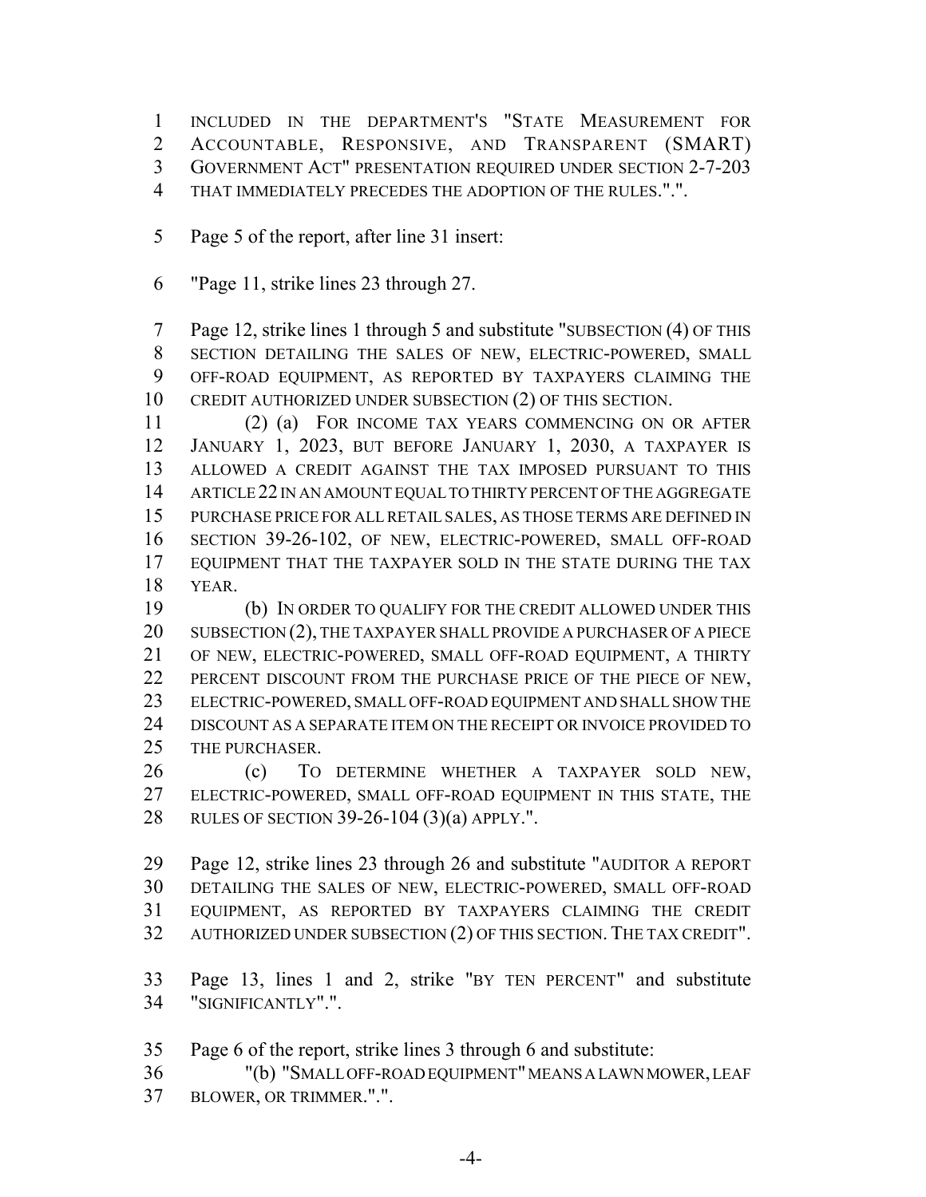INCLUDED IN THE DEPARTMENT'S "STATE MEASUREMENT FOR ACCOUNTABLE, RESPONSIVE, AND TRANSPARENT (SMART) GOVERNMENT ACT" PRESENTATION REQUIRED UNDER SECTION 2-7-203 THAT IMMEDIATELY PRECEDES THE ADOPTION OF THE RULES.".".

Page 5 of the report, after line 31 insert:

"Page 11, strike lines 23 through 27.

Page 12, strike lines 1 through 5 and substitute "SUBSECTION (4) OF THIS SECTION DETAILING THE SALES OF NEW, ELECTRIC-POWERED, SMALL OFF-ROAD EQUIPMENT, AS REPORTED BY TAXPAYERS CLAIMING THE CREDIT AUTHORIZED UNDER SUBSECTION (2) OF THIS SECTION.

(2) (a) FOR INCOME TAX YEARS COMMENCING ON OR AFTER JANUARY 1, 2023, BUT BEFORE JANUARY 1, 2030, A TAXPAYER IS ALLOWED A CREDIT AGAINST THE TAX IMPOSED PURSUANT TO THIS ARTICLE 22 IN AN AMOUNT EQUAL TO THIRTY PERCENT OF THE AGGREGATE PURCHASE PRICE FOR ALL RETAIL SALES, AS THOSE TERMS ARE DEFINED IN SECTION 39-26-102, OF NEW, ELECTRIC-POWERED, SMALL OFF-ROAD EQUIPMENT THAT THE TAXPAYER SOLD IN THE STATE DURING THE TAX YEAR.

(b) IN ORDER TO QUALIFY FOR THE CREDIT ALLOWED UNDER THIS SUBSECTION (2), THE TAXPAYER SHALL PROVIDE A PURCHASER OF A PIECE OF NEW, ELECTRIC-POWERED, SMALL OFF-ROAD EQUIPMENT, A THIRTY PERCENT DISCOUNT FROM THE PURCHASE PRICE OF THE PIECE OF NEW, ELECTRIC-POWERED, SMALL OFF-ROAD EQUIPMENT AND SHALL SHOW THE DISCOUNT AS A SEPARATE ITEM ON THE RECEIPT OR INVOICE PROVIDED TO THE PURCHASER.

(c) TO DETERMINE WHETHER A TAXPAYER SOLD NEW, ELECTRIC-POWERED, SMALL OFF-ROAD EQUIPMENT IN THIS STATE, THE RULES OF SECTION 39-26-104 (3)(a) APPLY.".

Page 12, strike lines 23 through 26 and substitute "AUDITOR A REPORT DETAILING THE SALES OF NEW, ELECTRIC-POWERED, SMALL OFF-ROAD EQUIPMENT, AS REPORTED BY TAXPAYERS CLAIMING THE CREDIT AUTHORIZED UNDER SUBSECTION (2) OF THIS SECTION. THE TAX CREDIT".

Page 13, lines 1 and 2, strike "BY TEN PERCENT" and substitute "SIGNIFICANTLY".".

Page 6 of the report, strike lines 3 through 6 and substitute:

"(b) "SMALL OFF-ROAD EQUIPMENT" MEANS A LAWN MOWER, LEAF BLOWER, OR TRIMMER.".".